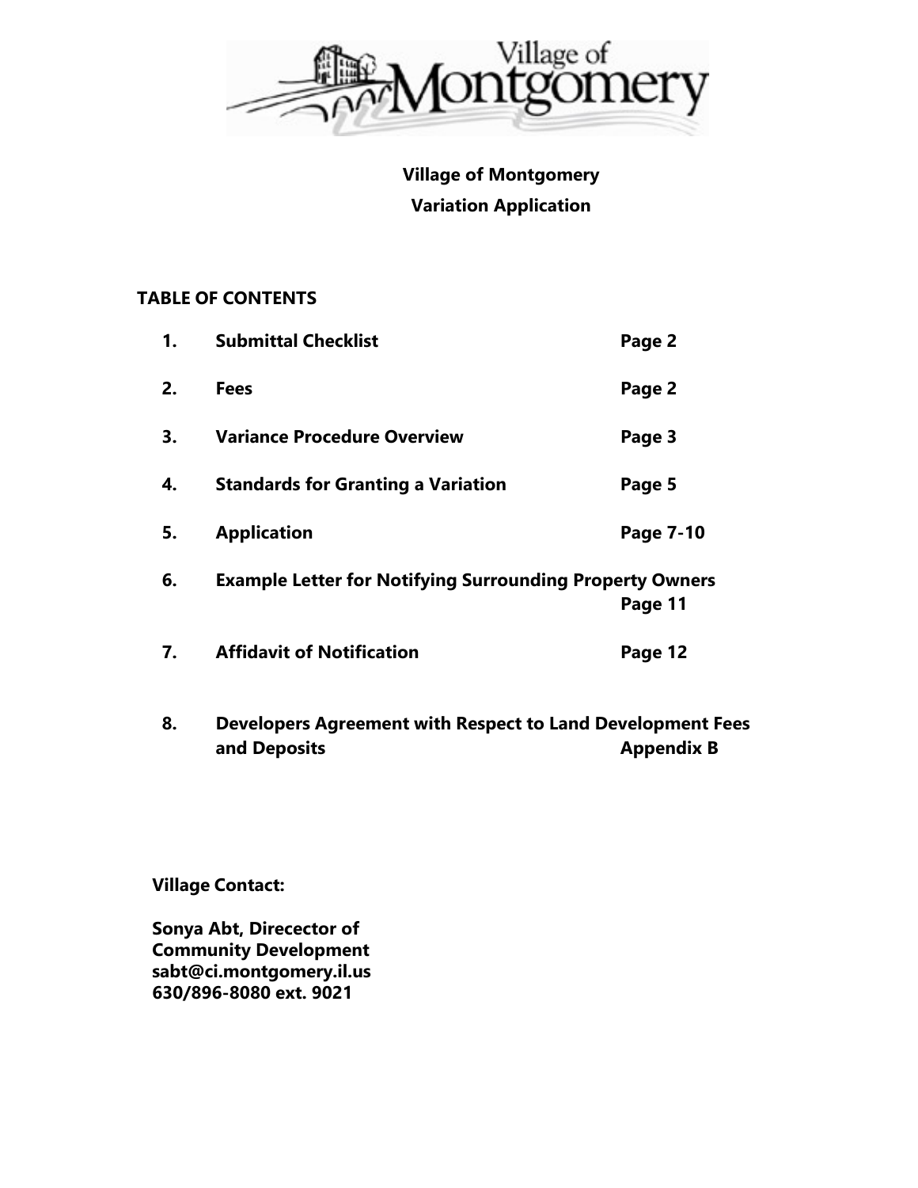# Village of Montgomery

## Variation Application

### TABLE OF CONTENTS

| | | |
|---|---|---|
| 1. | Submittal Checklist | Page 2 |
| 2. | Fees | Page 2 |
| 3. | Variance Procedure Overview | Page 3 |
| 4. | Standards for Granting a Variation | Page 5 |
| 5. | Application | Page 7-10 |
| 6. | Example Letter for Notifying Surrounding Property Owners | Page 11 |
| 7. | Affidavit of Notification | Page 12 |
| 8. | Developers Agreement with Respect to Land Development Fees and Deposits | Appendix B |

**Village Contact:**

**Sonya Abt, Direcector of Community Development**
**sabt@ci.montgomery.il.us**
**630/896-8080 ext. 9021**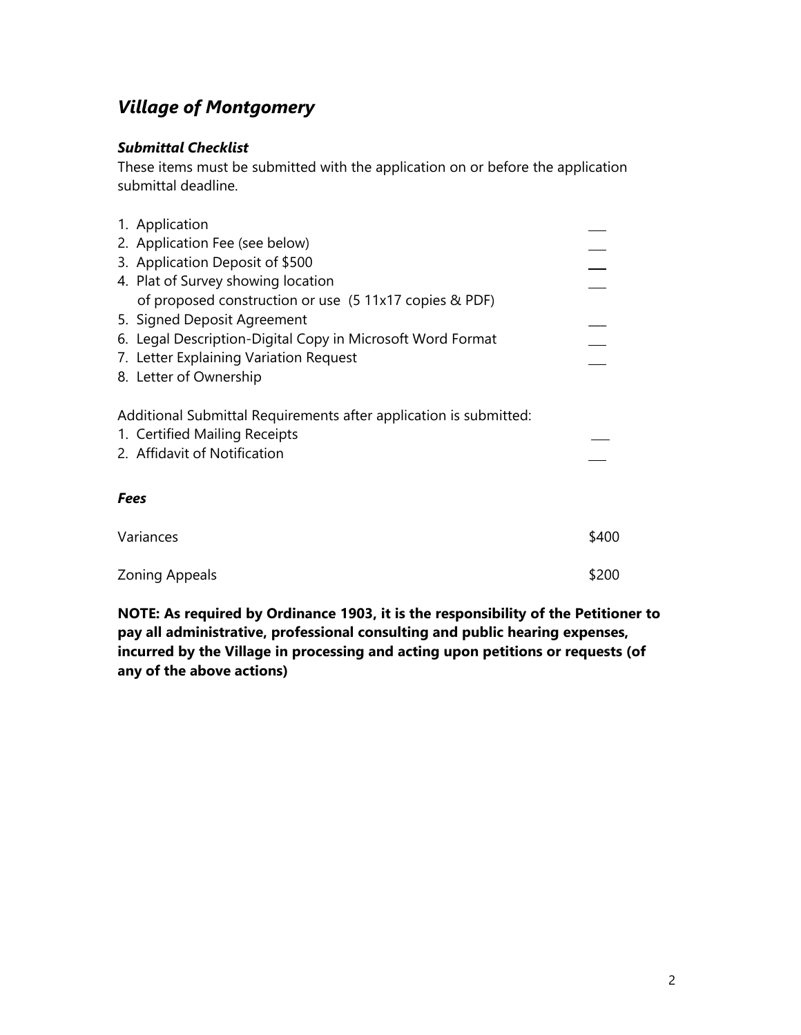## *Village of Montgomery*

### *Submittal Checklist*

These items must be submitted with the application on or before the application submittal deadline.

1. Application ___
2. Application Fee (see below) ___
3. Application Deposit of $500 ___
4. Plat of Survey showing location of proposed construction or use (5 11x17 copies & PDF) ___
5. Signed Deposit Agreement ___
6. Legal Description-Digital Copy in Microsoft Word Format ___
7. Letter Explaining Variation Request ___
8. Letter of Ownership

Additional Submittal Requirements after application is submitted:

1. Certified Mailing Receipts ___
2. Affidavit of Notification ___

### *Fees*

| | |
|---|---|
| Variances | $400 |
| Zoning Appeals | $200 |

**NOTE: As required by Ordinance 1903, it is the responsibility of the Petitioner to pay all administrative, professional consulting and public hearing expenses, incurred by the Village in processing and acting upon petitions or requests (of any of the above actions)**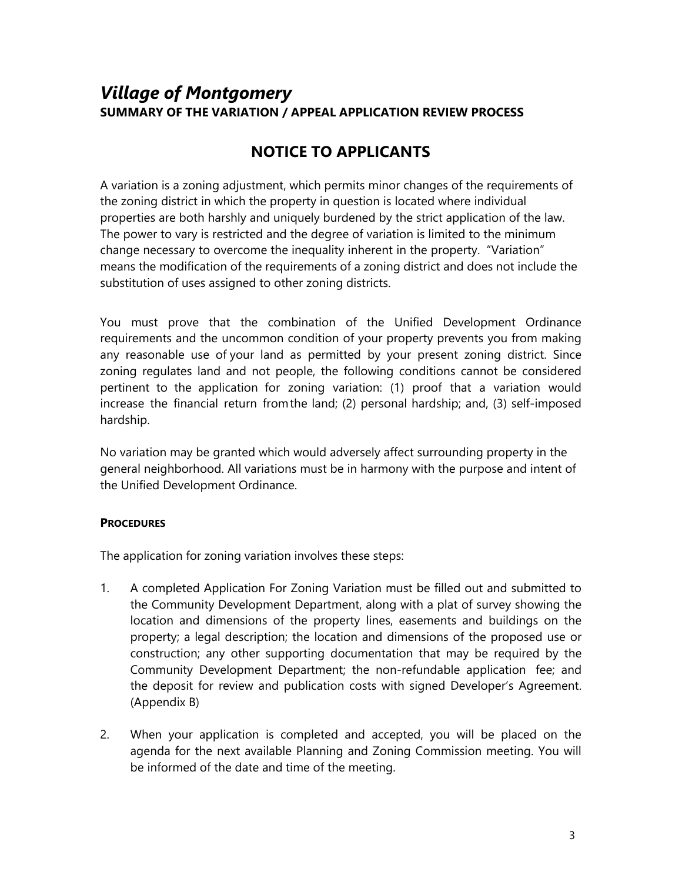# *Village of Montgomery*

**SUMMARY OF THE VARIATION / APPEAL APPLICATION REVIEW PROCESS**

## NOTICE TO APPLICANTS

A variation is a zoning adjustment, which permits minor changes of the requirements of the zoning district in which the property in question is located where individual properties are both harshly and uniquely burdened by the strict application of the law. The power to vary is restricted and the degree of variation is limited to the minimum change necessary to overcome the inequality inherent in the property. "Variation" means the modification of the requirements of a zoning district and does not include the substitution of uses assigned to other zoning districts.

You must prove that the combination of the Unified Development Ordinance requirements and the uncommon condition of your property prevents you from making any reasonable use of your land as permitted by your present zoning district. Since zoning regulates land and not people, the following conditions cannot be considered pertinent to the application for zoning variation: (1) proof that a variation would increase the financial return from the land; (2) personal hardship; and, (3) self-imposed hardship.

No variation may be granted which would adversely affect surrounding property in the general neighborhood. All variations must be in harmony with the purpose and intent of the Unified Development Ordinance.

**PROCEDURES**

The application for zoning variation involves these steps:

1. A completed Application For Zoning Variation must be filled out and submitted to the Community Development Department, along with a plat of survey showing the location and dimensions of the property lines, easements and buildings on the property; a legal description; the location and dimensions of the proposed use or construction; any other supporting documentation that may be required by the Community Development Department; the non-refundable application fee; and the deposit for review and publication costs with signed Developer's Agreement. (Appendix B)

2. When your application is completed and accepted, you will be placed on the agenda for the next available Planning and Zoning Commission meeting. You will be informed of the date and time of the meeting.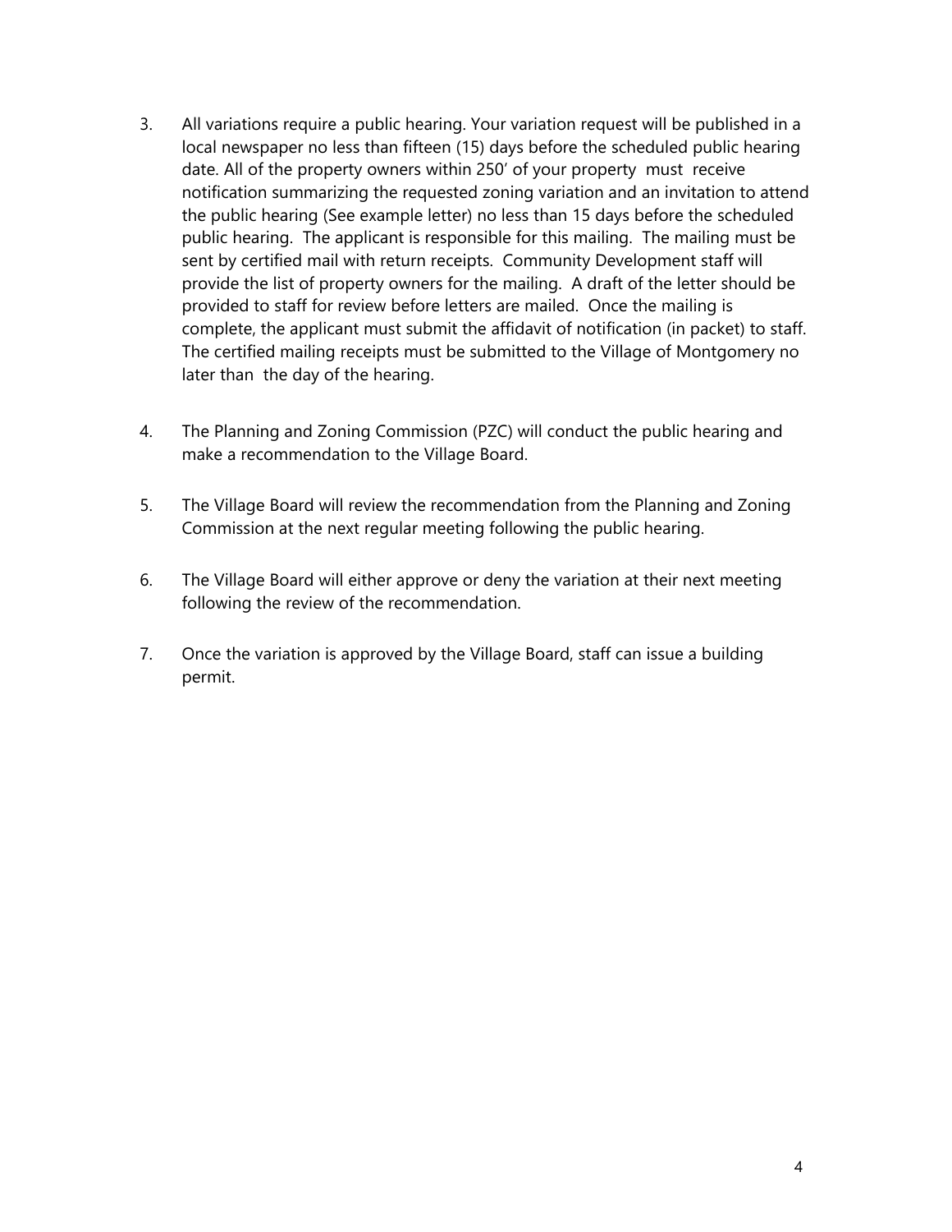3. All variations require a public hearing. Your variation request will be published in a local newspaper no less than fifteen (15) days before the scheduled public hearing date. All of the property owners within 250' of your property must receive notification summarizing the requested zoning variation and an invitation to attend the public hearing (See example letter) no less than 15 days before the scheduled public hearing. The applicant is responsible for this mailing. The mailing must be sent by certified mail with return receipts. Community Development staff will provide the list of property owners for the mailing. A draft of the letter should be provided to staff for review before letters are mailed. Once the mailing is complete, the applicant must submit the affidavit of notification (in packet) to staff. The certified mailing receipts must be submitted to the Village of Montgomery no later than the day of the hearing.

4. The Planning and Zoning Commission (PZC) will conduct the public hearing and make a recommendation to the Village Board.

5. The Village Board will review the recommendation from the Planning and Zoning Commission at the next regular meeting following the public hearing.

6. The Village Board will either approve or deny the variation at their next meeting following the review of the recommendation.

7. Once the variation is approved by the Village Board, staff can issue a building permit.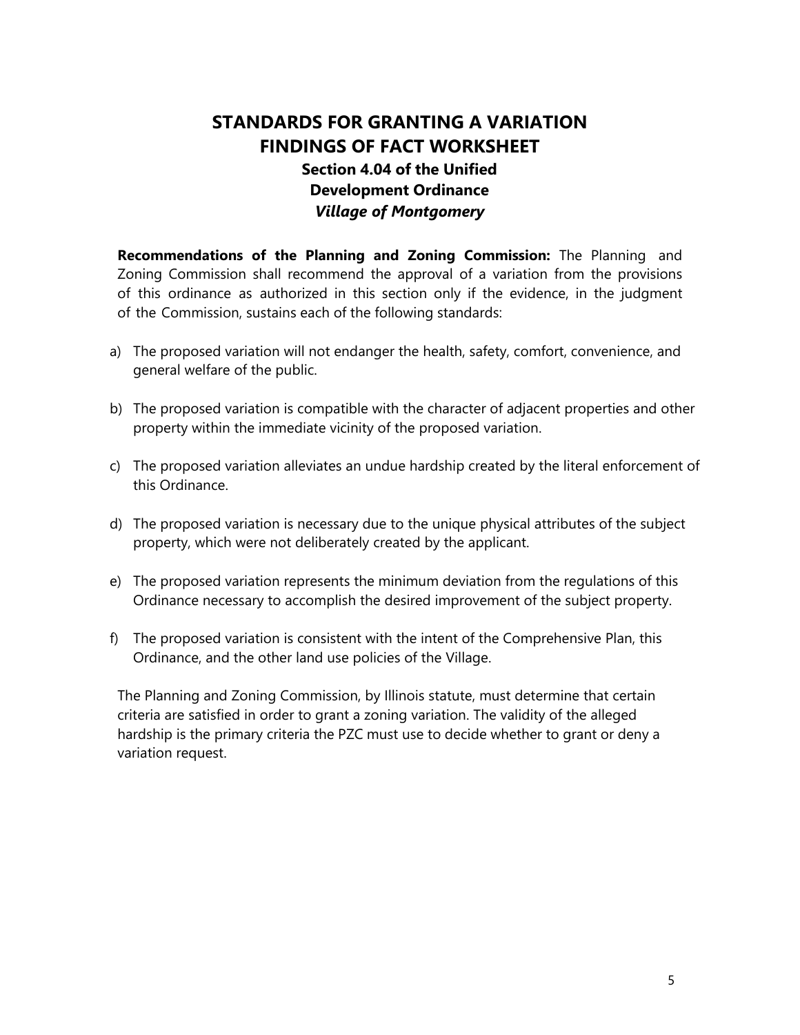# STANDARDS FOR GRANTING A VARIATION
# FINDINGS OF FACT WORKSHEET

### Section 4.04 of the Unified Development Ordinance

### *Village of Montgomery*

**Recommendations of the Planning and Zoning Commission:** The Planning and Zoning Commission shall recommend the approval of a variation from the provisions of this ordinance as authorized in this section only if the evidence, in the judgment of the Commission, sustains each of the following standards:

a) The proposed variation will not endanger the health, safety, comfort, convenience, and general welfare of the public.

b) The proposed variation is compatible with the character of adjacent properties and other property within the immediate vicinity of the proposed variation.

c) The proposed variation alleviates an undue hardship created by the literal enforcement of this Ordinance.

d) The proposed variation is necessary due to the unique physical attributes of the subject property, which were not deliberately created by the applicant.

e) The proposed variation represents the minimum deviation from the regulations of this Ordinance necessary to accomplish the desired improvement of the subject property.

f) The proposed variation is consistent with the intent of the Comprehensive Plan, this Ordinance, and the other land use policies of the Village.

The Planning and Zoning Commission, by Illinois statute, must determine that certain criteria are satisfied in order to grant a zoning variation. The validity of the alleged hardship is the primary criteria the PZC must use to decide whether to grant or deny a variation request.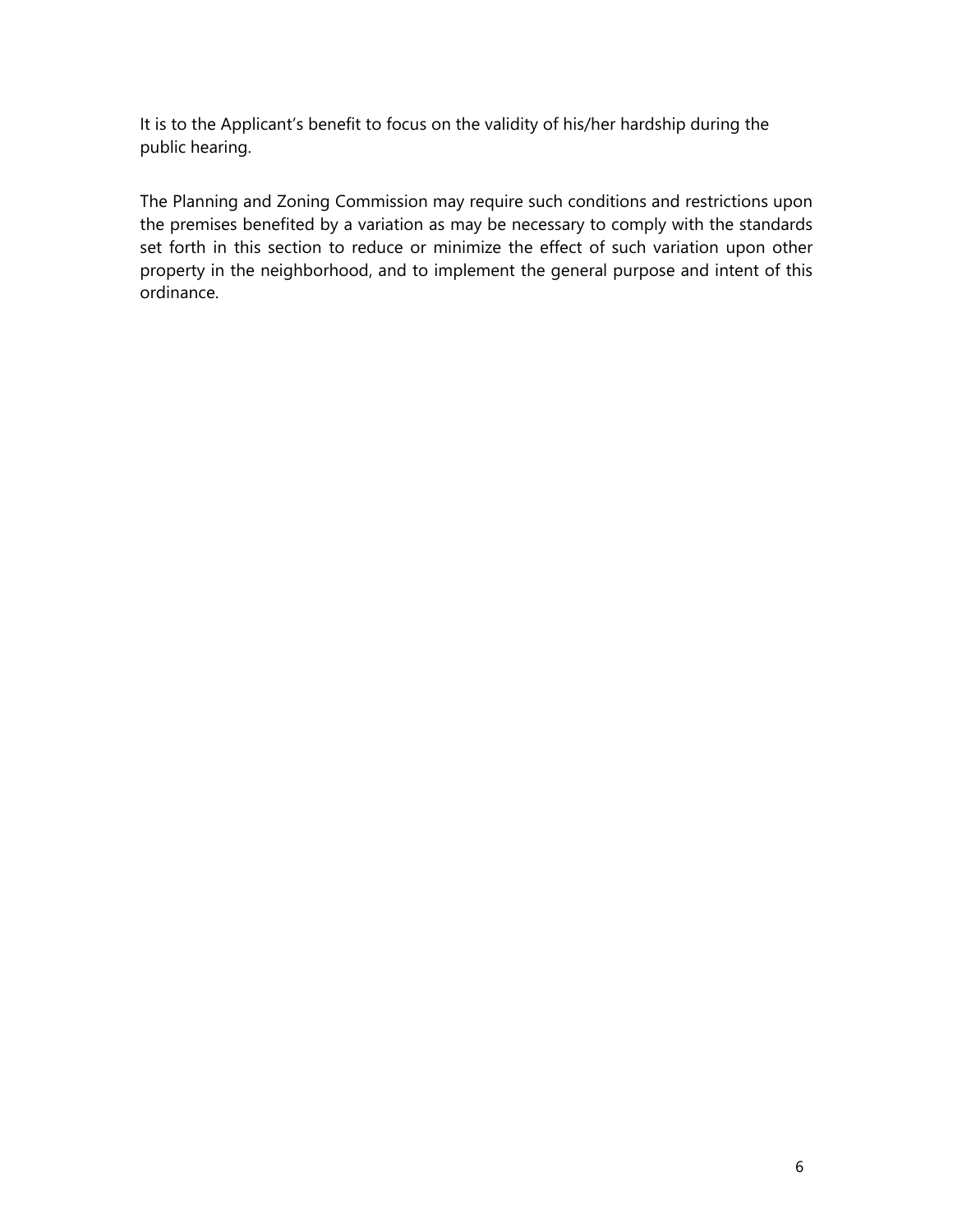It is to the Applicant's benefit to focus on the validity of his/her hardship during the public hearing.

The Planning and Zoning Commission may require such conditions and restrictions upon the premises benefited by a variation as may be necessary to comply with the standards set forth in this section to reduce or minimize the effect of such variation upon other property in the neighborhood, and to implement the general purpose and intent of this ordinance.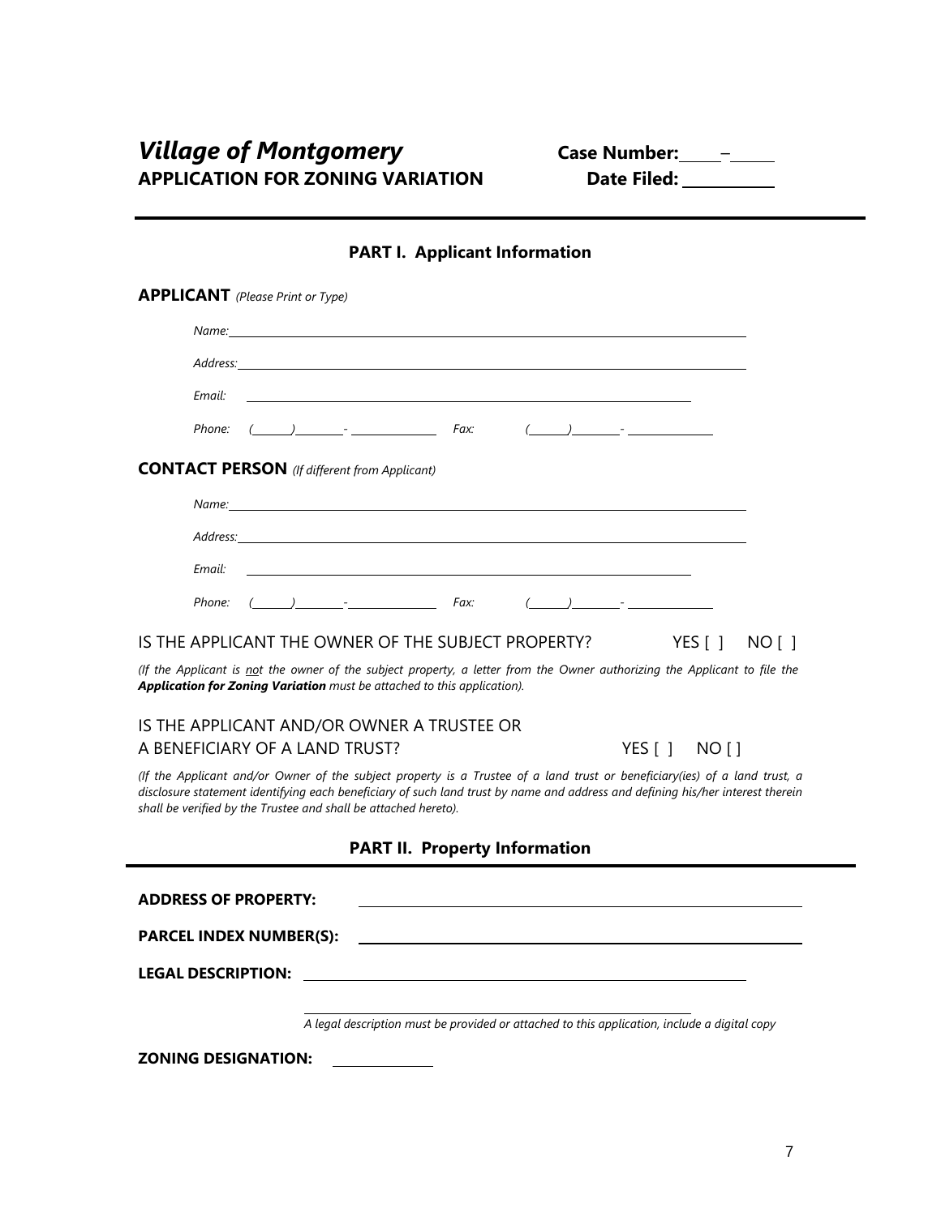# *Village of Montgomery*

**APPLICATION FOR ZONING VARIATION**

**Case Number:** _____–_____

**Date Filed:** __________

---

## PART I. Applicant Information

**APPLICANT** *(Please Print or Type)*

*Name:* ______________________________________________

*Address:* ______________________________________________

*Email:* ______________________________________________

*Phone:* (______)________-______________ *Fax:* (______)________-______________

**CONTACT PERSON** *(If different from Applicant)*

*Name:* ______________________________________________

*Address:* ______________________________________________

*Email:* ______________________________________________

*Phone:* (______)________-______________ *Fax:* (______)________-______________

IS THE APPLICANT THE OWNER OF THE SUBJECT PROPERTY? YES [ ] NO [ ]

*(If the Applicant is not the owner of the subject property, a letter from the Owner authorizing the Applicant to file the* ***Application for Zoning Variation*** *must be attached to this application).*

IS THE APPLICANT AND/OR OWNER A TRUSTEE OR A BENEFICIARY OF A LAND TRUST? YES [ ] NO [ ]

*(If the Applicant and/or Owner of the subject property is a Trustee of a land trust or beneficiary(ies) of a land trust, a disclosure statement identifying each beneficiary of such land trust by name and address and defining his/her interest therein shall be verified by the Trustee and shall be attached hereto).*

## PART II. Property Information

**ADDRESS OF PROPERTY:** ______________________________________________

**PARCEL INDEX NUMBER(S):** ______________________________________________

**LEGAL DESCRIPTION:** ______________________________________________

______________________________________________

*A legal description must be provided or attached to this application, include a digital copy*

**ZONING DESIGNATION:** ______________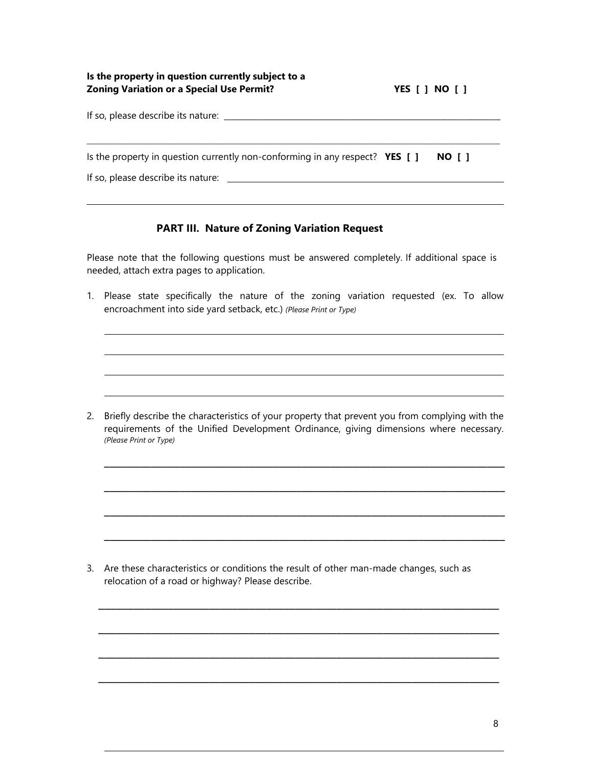**Is the property in question currently subject to a Zoning Variation or a Special Use Permit?** **YES [ ] NO [ ]**

If so, please describe its nature: ___________________________________________________________________

___________________________________________________________________________________________

Is the property in question currently non-conforming in any respect? **YES [ ]** **NO [ ]**

If so, please describe its nature: ___________________________________________________________________

___________________________________________________________________________________________

## PART III. Nature of Zoning Variation Request

Please note that the following questions must be answered completely. If additional space is needed, attach extra pages to application.

1. Please state specifically the nature of the zoning variation requested (ex. To allow encroachment into side yard setback, etc.) *(Please Print or Type)*

   ___________________________________________________________________________________________

   ___________________________________________________________________________________________

   ___________________________________________________________________________________________

   ___________________________________________________________________________________________

2. Briefly describe the characteristics of your property that prevent you from complying with the requirements of the Unified Development Ordinance, giving dimensions where necessary. *(Please Print or Type)*

   ___________________________________________________________________________________________

   ___________________________________________________________________________________________

   ___________________________________________________________________________________________

   ___________________________________________________________________________________________

3. Are these characteristics or conditions the result of other man-made changes, such as relocation of a road or highway? Please describe.

   ___________________________________________________________________________________________

   ___________________________________________________________________________________________

   ___________________________________________________________________________________________

   ___________________________________________________________________________________________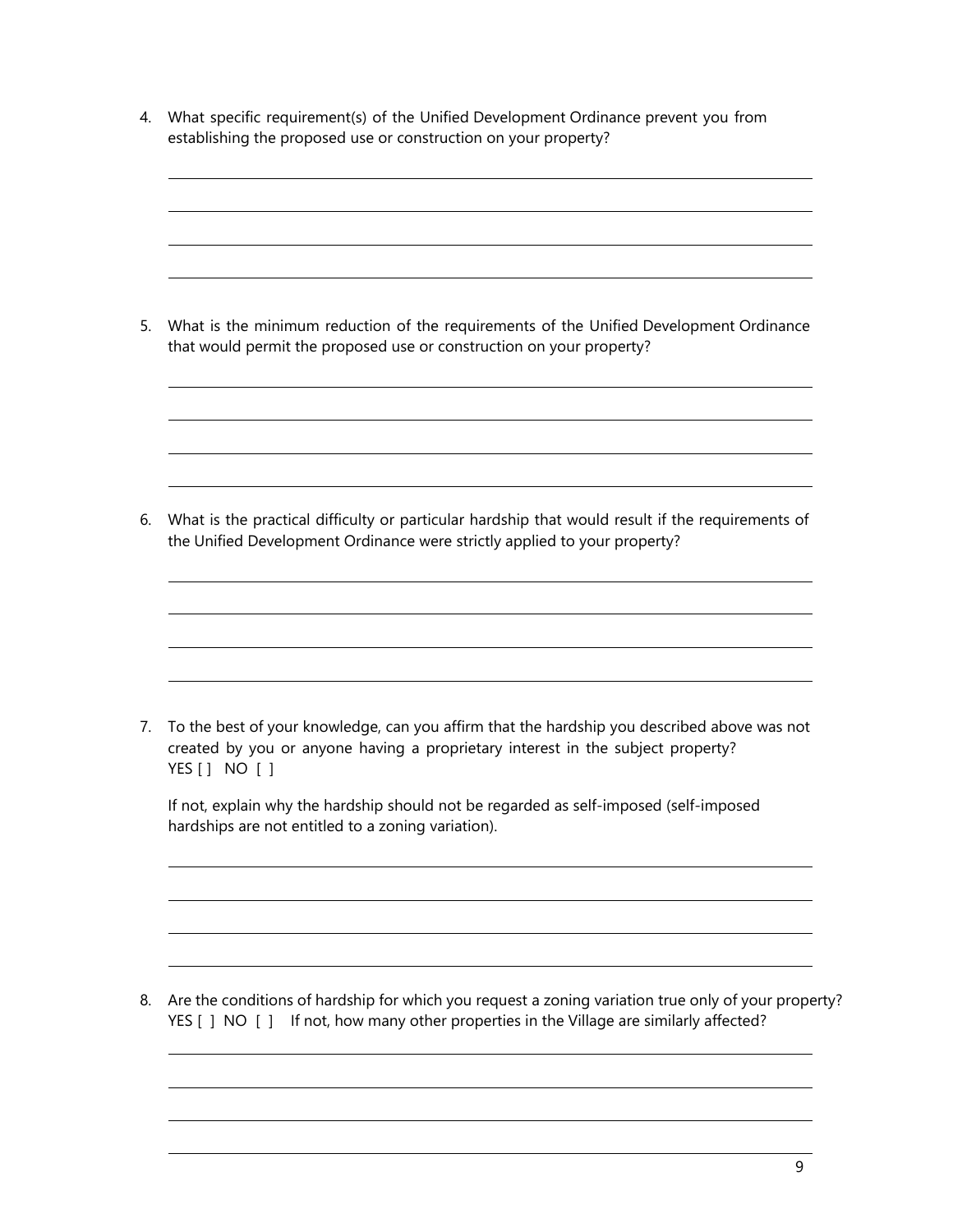4. What specific requirement(s) of the Unified Development Ordinance prevent you from establishing the proposed use or construction on your property?

5. What is the minimum reduction of the requirements of the Unified Development Ordinance that would permit the proposed use or construction on your property?

6. What is the practical difficulty or particular hardship that would result if the requirements of the Unified Development Ordinance were strictly applied to your property?

7. To the best of your knowledge, can you affirm that the hardship you described above was not created by you or anyone having a proprietary interest in the subject property? YES [ ] NO [ ]

   If not, explain why the hardship should not be regarded as self-imposed (self-imposed hardships are not entitled to a zoning variation).

8. Are the conditions of hardship for which you request a zoning variation true only of your property? YES [ ] NO [ ] If not, how many other properties in the Village are similarly affected?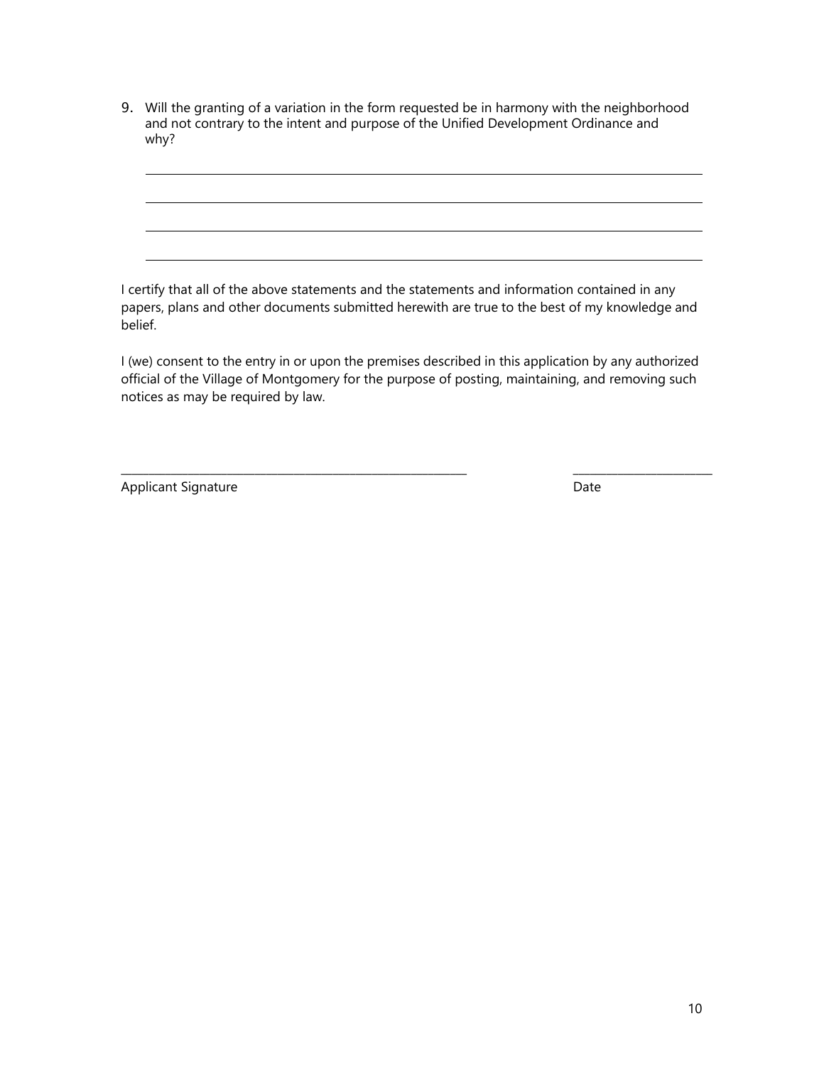9. Will the granting of a variation in the form requested be in harmony with the neighborhood and not contrary to the intent and purpose of the Unified Development Ordinance and why?

\_\_\_\_\_\_\_\_\_\_\_\_\_\_\_\_\_\_\_\_\_\_\_\_\_\_\_\_\_\_\_\_\_\_\_\_\_\_\_\_\_\_\_\_\_\_\_\_\_\_\_\_\_\_\_\_\_\_\_\_

\_\_\_\_\_\_\_\_\_\_\_\_\_\_\_\_\_\_\_\_\_\_\_\_\_\_\_\_\_\_\_\_\_\_\_\_\_\_\_\_\_\_\_\_\_\_\_\_\_\_\_\_\_\_\_\_\_\_\_\_

\_\_\_\_\_\_\_\_\_\_\_\_\_\_\_\_\_\_\_\_\_\_\_\_\_\_\_\_\_\_\_\_\_\_\_\_\_\_\_\_\_\_\_\_\_\_\_\_\_\_\_\_\_\_\_\_\_\_\_\_

\_\_\_\_\_\_\_\_\_\_\_\_\_\_\_\_\_\_\_\_\_\_\_\_\_\_\_\_\_\_\_\_\_\_\_\_\_\_\_\_\_\_\_\_\_\_\_\_\_\_\_\_\_\_\_\_\_\_\_\_

I certify that all of the above statements and the statements and information contained in any papers, plans and other documents submitted herewith are true to the best of my knowledge and belief.

I (we) consent to the entry in or upon the premises described in this application by any authorized official of the Village of Montgomery for the purpose of posting, maintaining, and removing such notices as may be required by law.

\_\_\_\_\_\_\_\_\_\_\_\_\_\_\_\_\_\_\_\_\_\_\_\_\_\_\_\_\_\_\_\_\_\_\_\_\_\_\_\_\_\_\_\_ \_\_\_\_\_\_\_\_\_\_\_\_\_\_\_\_\_\_\_\_

Applicant Signature Date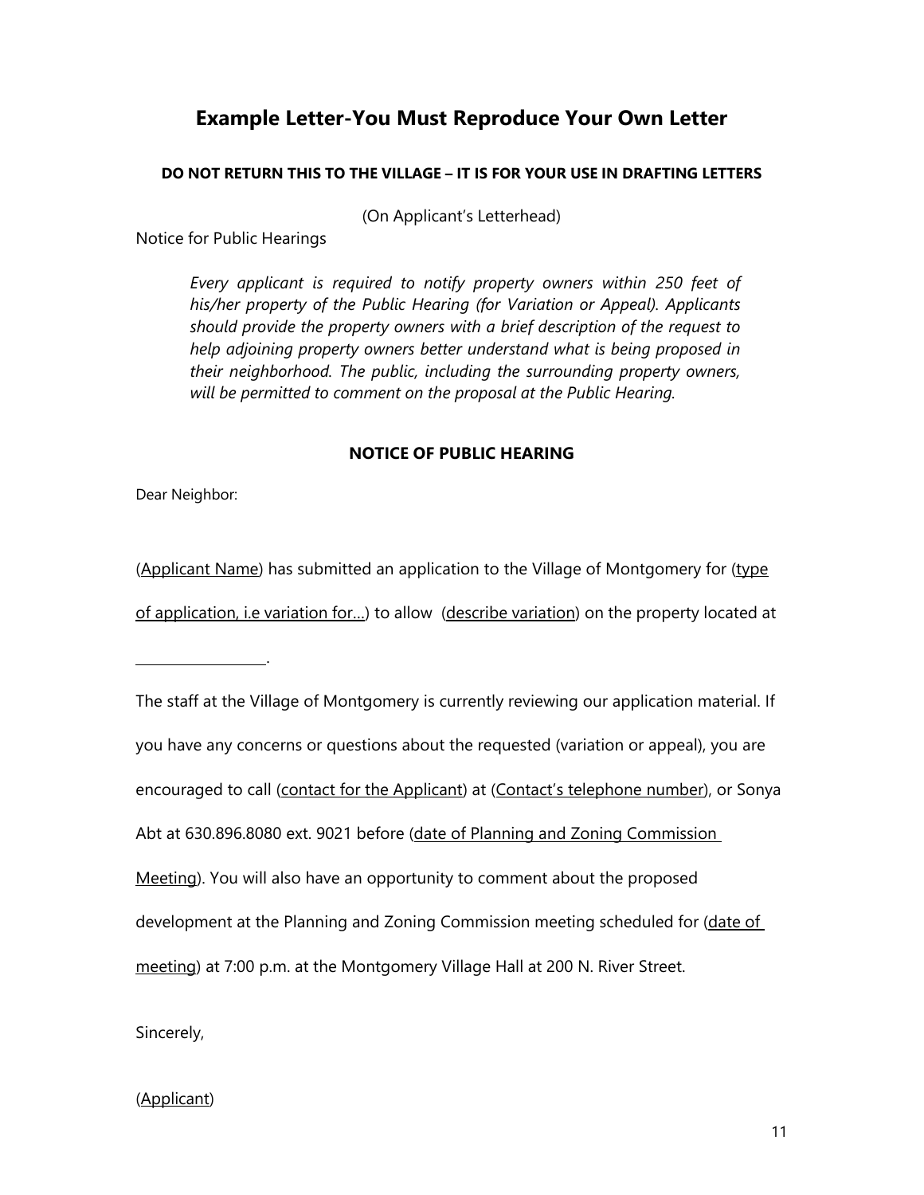## Example Letter-You Must Reproduce Your Own Letter

**DO NOT RETURN THIS TO THE VILLAGE – IT IS FOR YOUR USE IN DRAFTING LETTERS**

(On Applicant's Letterhead)

Notice for Public Hearings

> *Every applicant is required to notify property owners within 250 feet of his/her property of the Public Hearing (for Variation or Appeal). Applicants should provide the property owners with a brief description of the request to help adjoining property owners better understand what is being proposed in their neighborhood. The public, including the surrounding property owners, will be permitted to comment on the proposal at the Public Hearing.*

**NOTICE OF PUBLIC HEARING**

Dear Neighbor:

(Applicant Name) has submitted an application to the Village of Montgomery for (type of application, i.e variation for...) to allow (describe variation) on the property located at ________________.

The staff at the Village of Montgomery is currently reviewing our application material. If you have any concerns or questions about the requested (variation or appeal), you are encouraged to call (contact for the Applicant) at (Contact's telephone number), or Sonya Abt at 630.896.8080 ext. 9021 before (date of Planning and Zoning Commission Meeting). You will also have an opportunity to comment about the proposed development at the Planning and Zoning Commission meeting scheduled for (date of meeting) at 7:00 p.m. at the Montgomery Village Hall at 200 N. River Street.

Sincerely,

(Applicant)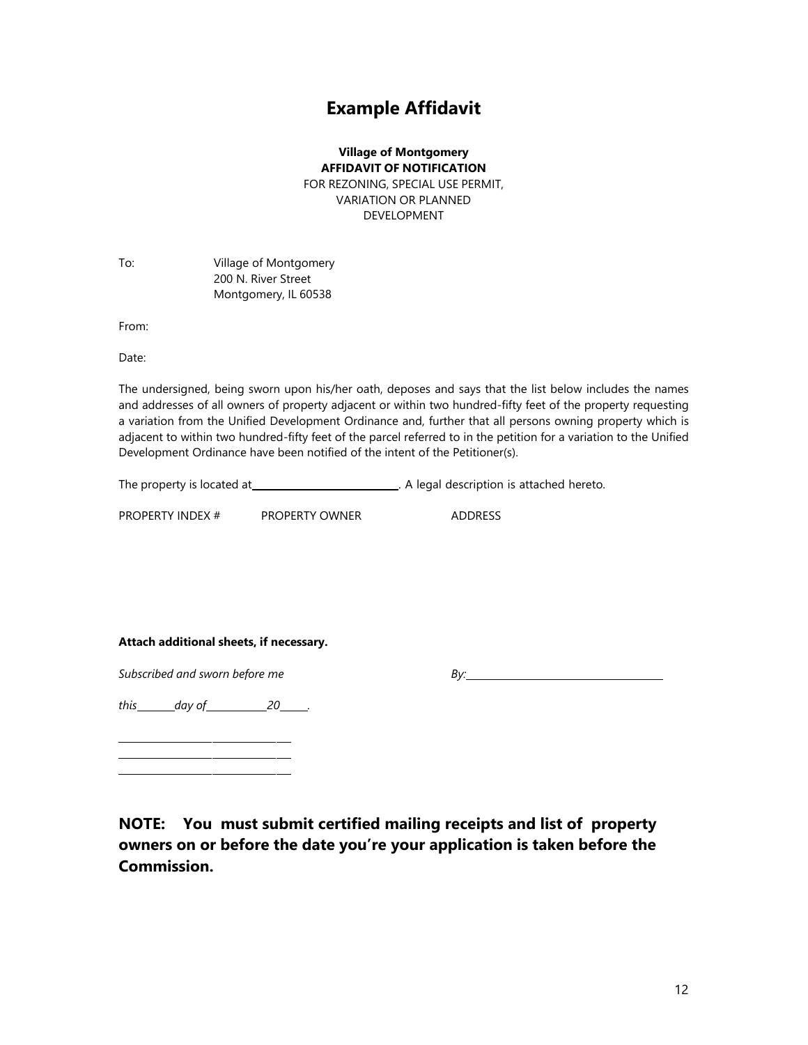# Example Affidavit

**Village of Montgomery**
**AFFIDAVIT OF NOTIFICATION**
FOR REZONING, SPECIAL USE PERMIT,
VARIATION OR PLANNED
DEVELOPMENT

To: Village of Montgomery
200 N. River Street
Montgomery, IL 60538

From:

Date:

The undersigned, being sworn upon his/her oath, deposes and says that the list below includes the names and addresses of all owners of property adjacent or within two hundred-fifty feet of the property requesting a variation from the Unified Development Ordinance and, further that all persons owning property which is adjacent to within two hundred-fifty feet of the parcel referred to in the petition for a variation to the Unified Development Ordinance have been notified of the intent of the Petitioner(s).

The property is located at\_\_\_\_\_\_\_\_\_\_\_\_\_\_\_\_\_\_\_\_\_\_\_\_\_\_\_\_. A legal description is attached hereto.

| PROPERTY INDEX # | PROPERTY OWNER | ADDRESS |
|---|---|---|
| | | |

**Attach additional sheets, if necessary.**

*Subscribed and sworn before me* *By:*\_\_\_\_\_\_\_\_\_\_\_\_\_\_\_\_\_\_\_\_\_\_\_\_\_\_\_\_\_\_\_\_\_\_\_\_\_\_

*this*\_\_\_\_\_\_\_\_*day of*\_\_\_\_\_\_\_\_\_\_\_\_\_*20*\_\_\_\_\_\_.

\_\_\_\_\_\_\_\_\_\_\_\_\_\_\_\_\_\_\_\_\_\_\_\_\_\_\_\_\_\_\_\_\_\_\_\_
\_\_\_\_\_\_\_\_\_\_\_\_\_\_\_\_\_\_\_\_\_\_\_\_\_\_\_\_\_\_\_\_\_\_\_\_
\_\_\_\_\_\_\_\_\_\_\_\_\_\_\_\_\_\_\_\_\_\_\_\_\_\_\_\_\_\_\_\_\_\_\_\_

**NOTE: You must submit certified mailing receipts and list of property owners on or before the date you're your application is taken before the Commission.**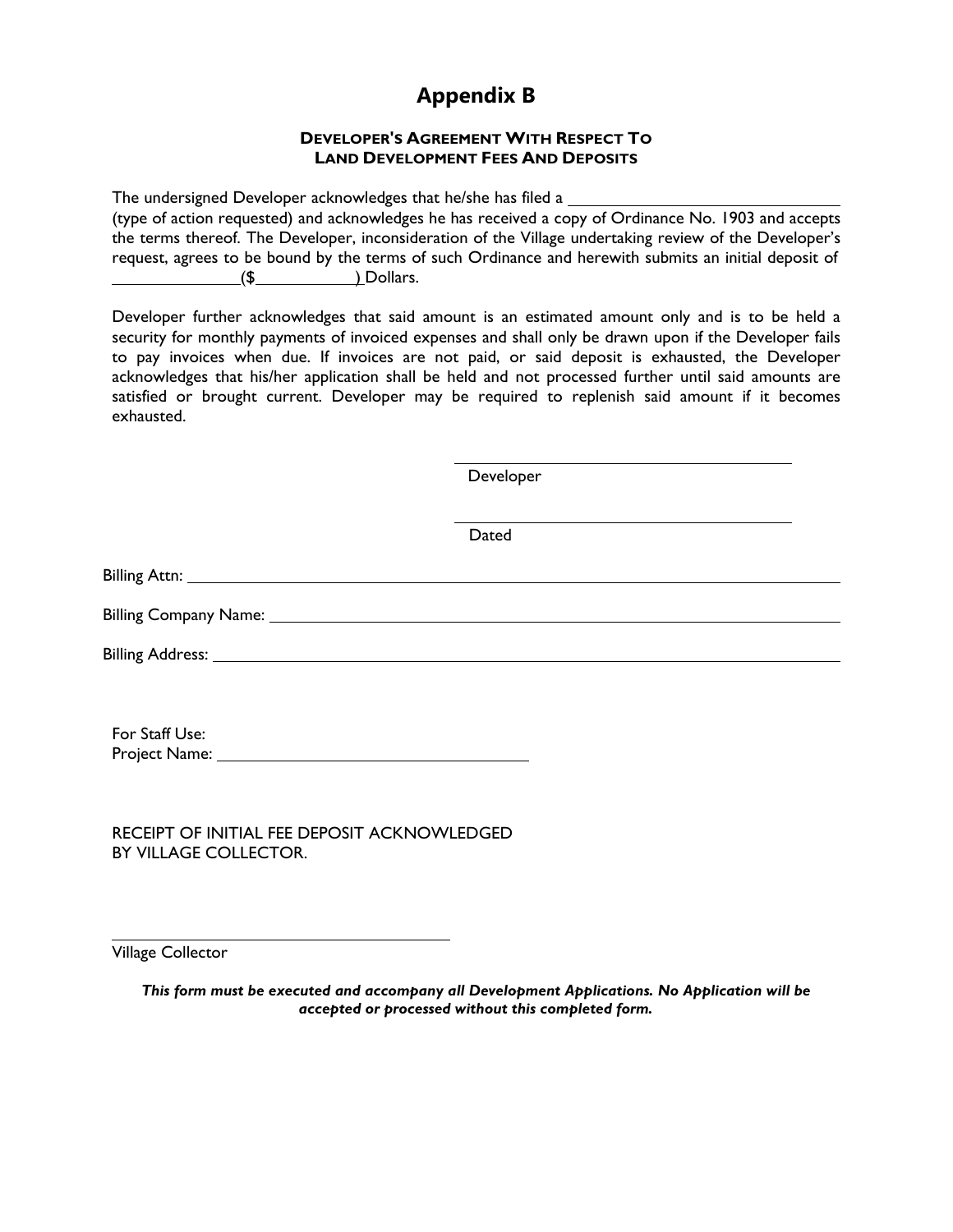# Appendix B

### DEVELOPER'S AGREEMENT WITH RESPECT TO LAND DEVELOPMENT FEES AND DEPOSITS

The undersigned Developer acknowledges that he/she has filed a ______________________________ (type of action requested) and acknowledges he has received a copy of Ordinance No. 1903 and accepts the terms thereof. The Developer, inconsideration of the Village undertaking review of the Developer's request, agrees to be bound by the terms of such Ordinance and herewith submits an initial deposit of ______________($___________) Dollars.

Developer further acknowledges that said amount is an estimated amount only and is to be held a security for monthly payments of invoiced expenses and shall only be drawn upon if the Developer fails to pay invoices when due. If invoices are not paid, or said deposit is exhausted, the Developer acknowledges that his/her application shall be held and not processed further until said amounts are satisfied or brought current. Developer may be required to replenish said amount if it becomes exhausted.

______________________________
Developer

______________________________
Dated

Billing Attn: ______________________________

Billing Company Name: ______________________________

Billing Address: ______________________________

For Staff Use:
Project Name: ______________________________

RECEIPT OF INITIAL FEE DEPOSIT ACKNOWLEDGED
BY VILLAGE COLLECTOR.

______________________________
Village Collector

***This form must be executed and accompany all Development Applications. No Application will be accepted or processed without this completed form.***